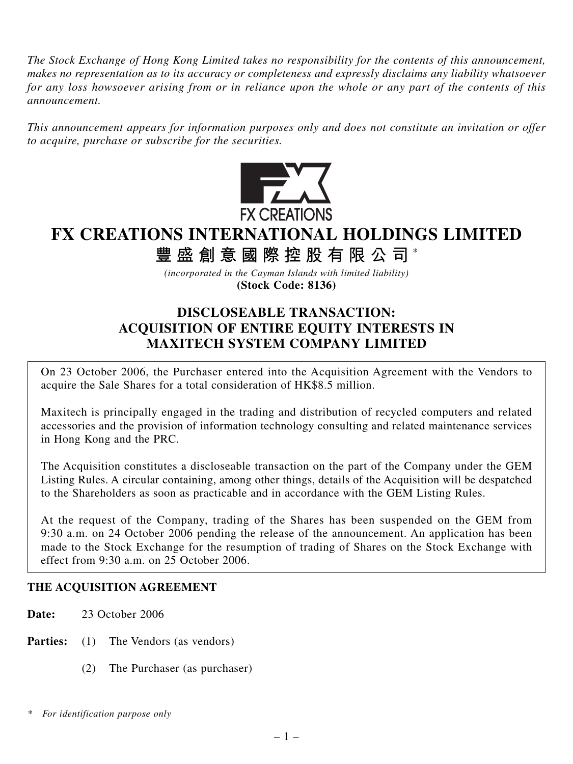*The Stock Exchange of Hong Kong Limited takes no responsibility for the contents of this announcement, makes no representation as to its accuracy or completeness and expressly disclaims any liability whatsoever for any loss howsoever arising from or in reliance upon the whole or any part of the contents of this announcement.*

*This announcement appears for information purposes only and does not constitute an invitation or offer to acquire, purchase or subscribe for the securities.*

FX CREATIONS

# FX CREATIONS INTERNATIONAL HOLDINGS LIMITED

## 豐盛創意國際控股有限公司*

*(incorporated in the Cayman Islands with limited liability)*

**(Stock Code: 8136)**

## DISCLOSEABLE TRANSACTION: ACQUISITION OF ENTIRE EQUITY INTERESTS IN MAXITECH SYSTEM COMPANY LIMITED

On 23 October 2006, the Purchaser entered into the Acquisition Agreement with the Vendors to acquire the Sale Shares for a total consideration of HK$8.5 million.

Maxitech is principally engaged in the trading and distribution of recycled computers and related accessories and the provision of information technology consulting and related maintenance services in Hong Kong and the PRC.

The Acquisition constitutes a discloseable transaction on the part of the Company under the GEM Listing Rules. A circular containing, among other things, details of the Acquisition will be despatched to the Shareholders as soon as practicable and in accordance with the GEM Listing Rules.

At the request of the Company, trading of the Shares has been suspended on the GEM from 9:30 a.m. on 24 October 2006 pending the release of the announcement. An application has been made to the Stock Exchange for the resumption of trading of Shares on the Stock Exchange with effect from 9:30 a.m. on 25 October 2006.

**THE ACQUISITION AGREEMENT**

**Date:** 23 October 2006

**Parties:** (1) The Vendors (as vendors)

(2) The Purchaser (as purchaser)

\* *For identification purpose only*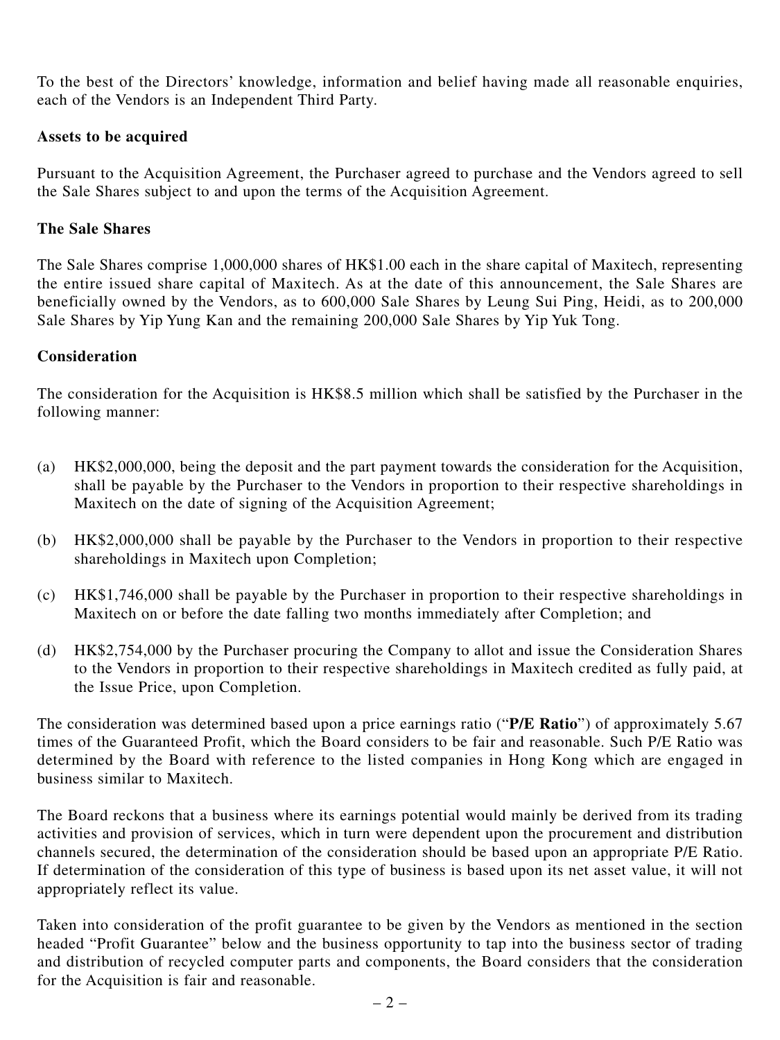To the best of the Directors' knowledge, information and belief having made all reasonable enquiries, each of the Vendors is an Independent Third Party.

**Assets to be acquired**

Pursuant to the Acquisition Agreement, the Purchaser agreed to purchase and the Vendors agreed to sell the Sale Shares subject to and upon the terms of the Acquisition Agreement.

**The Sale Shares**

The Sale Shares comprise 1,000,000 shares of HK$1.00 each in the share capital of Maxitech, representing the entire issued share capital of Maxitech. As at the date of this announcement, the Sale Shares are beneficially owned by the Vendors, as to 600,000 Sale Shares by Leung Sui Ping, Heidi, as to 200,000 Sale Shares by Yip Yung Kan and the remaining 200,000 Sale Shares by Yip Yuk Tong.

**Consideration**

The consideration for the Acquisition is HK$8.5 million which shall be satisfied by the Purchaser in the following manner:

(a) HK$2,000,000, being the deposit and the part payment towards the consideration for the Acquisition, shall be payable by the Purchaser to the Vendors in proportion to their respective shareholdings in Maxitech on the date of signing of the Acquisition Agreement;

(b) HK$2,000,000 shall be payable by the Purchaser to the Vendors in proportion to their respective shareholdings in Maxitech upon Completion;

(c) HK$1,746,000 shall be payable by the Purchaser in proportion to their respective shareholdings in Maxitech on or before the date falling two months immediately after Completion; and

(d) HK$2,754,000 by the Purchaser procuring the Company to allot and issue the Consideration Shares to the Vendors in proportion to their respective shareholdings in Maxitech credited as fully paid, at the Issue Price, upon Completion.

The consideration was determined based upon a price earnings ratio ("**P/E Ratio**") of approximately 5.67 times of the Guaranteed Profit, which the Board considers to be fair and reasonable. Such P/E Ratio was determined by the Board with reference to the listed companies in Hong Kong which are engaged in business similar to Maxitech.

The Board reckons that a business where its earnings potential would mainly be derived from its trading activities and provision of services, which in turn were dependent upon the procurement and distribution channels secured, the determination of the consideration should be based upon an appropriate P/E Ratio. If determination of the consideration of this type of business is based upon its net asset value, it will not appropriately reflect its value.

Taken into consideration of the profit guarantee to be given by the Vendors as mentioned in the section headed "Profit Guarantee" below and the business opportunity to tap into the business sector of trading and distribution of recycled computer parts and components, the Board considers that the consideration for the Acquisition is fair and reasonable.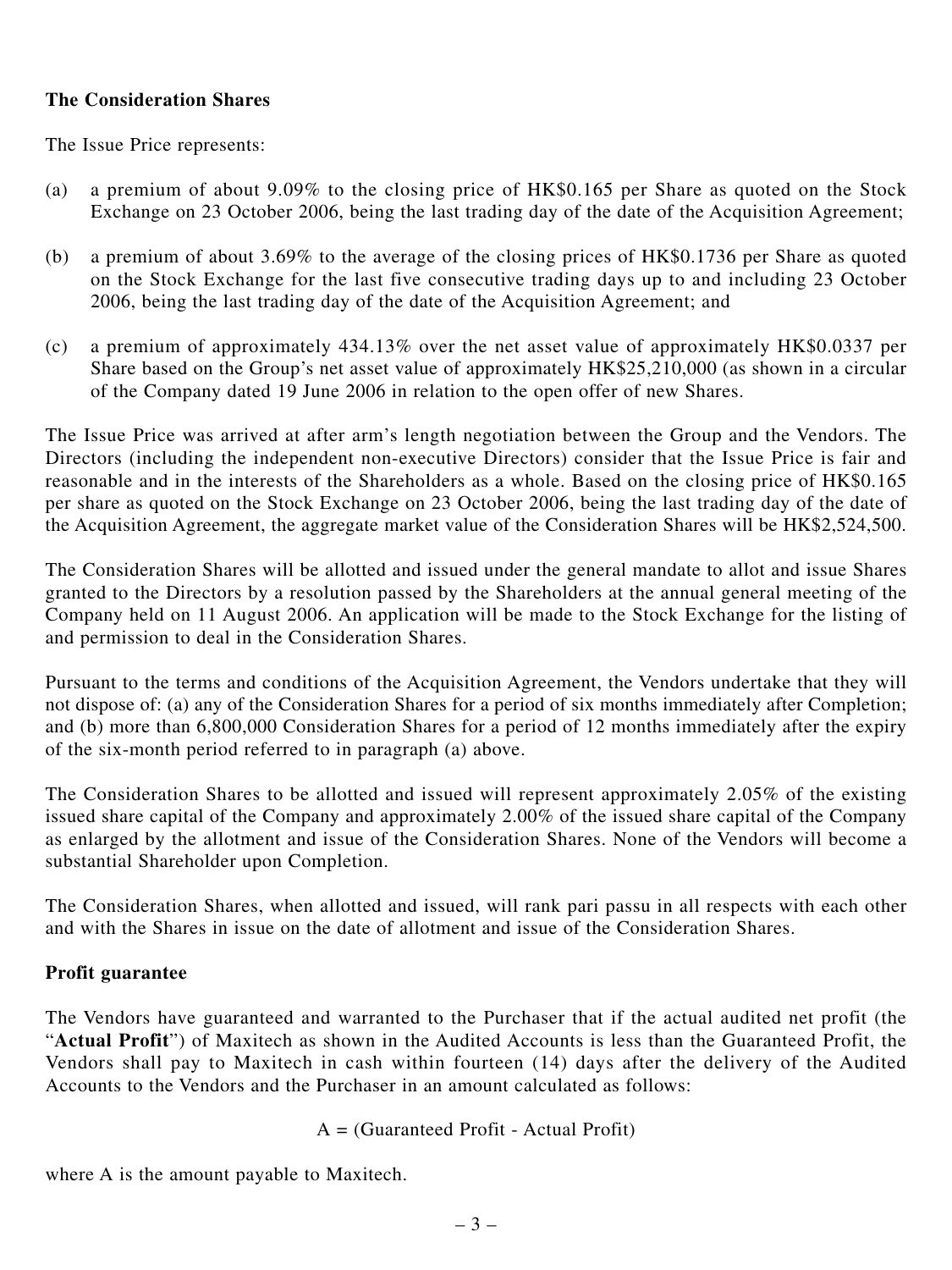**The Consideration Shares**

The Issue Price represents:

(a) a premium of about 9.09% to the closing price of HK$0.165 per Share as quoted on the Stock Exchange on 23 October 2006, being the last trading day of the date of the Acquisition Agreement;

(b) a premium of about 3.69% to the average of the closing prices of HK$0.1736 per Share as quoted on the Stock Exchange for the last five consecutive trading days up to and including 23 October 2006, being the last trading day of the date of the Acquisition Agreement; and

(c) a premium of approximately 434.13% over the net asset value of approximately HK$0.0337 per Share based on the Group's net asset value of approximately HK$25,210,000 (as shown in a circular of the Company dated 19 June 2006 in relation to the open offer of new Shares.

The Issue Price was arrived at after arm's length negotiation between the Group and the Vendors. The Directors (including the independent non-executive Directors) consider that the Issue Price is fair and reasonable and in the interests of the Shareholders as a whole. Based on the closing price of HK$0.165 per share as quoted on the Stock Exchange on 23 October 2006, being the last trading day of the date of the Acquisition Agreement, the aggregate market value of the Consideration Shares will be HK$2,524,500.

The Consideration Shares will be allotted and issued under the general mandate to allot and issue Shares granted to the Directors by a resolution passed by the Shareholders at the annual general meeting of the Company held on 11 August 2006. An application will be made to the Stock Exchange for the listing of and permission to deal in the Consideration Shares.

Pursuant to the terms and conditions of the Acquisition Agreement, the Vendors undertake that they will not dispose of: (a) any of the Consideration Shares for a period of six months immediately after Completion; and (b) more than 6,800,000 Consideration Shares for a period of 12 months immediately after the expiry of the six-month period referred to in paragraph (a) above.

The Consideration Shares to be allotted and issued will represent approximately 2.05% of the existing issued share capital of the Company and approximately 2.00% of the issued share capital of the Company as enlarged by the allotment and issue of the Consideration Shares. None of the Vendors will become a substantial Shareholder upon Completion.

The Consideration Shares, when allotted and issued, will rank pari passu in all respects with each other and with the Shares in issue on the date of allotment and issue of the Consideration Shares.

**Profit guarantee**

The Vendors have guaranteed and warranted to the Purchaser that if the actual audited net profit (the "**Actual Profit**") of Maxitech as shown in the Audited Accounts is less than the Guaranteed Profit, the Vendors shall pay to Maxitech in cash within fourteen (14) days after the delivery of the Audited Accounts to the Vendors and the Purchaser in an amount calculated as follows:

$$A = (\text{Guaranteed Profit} - \text{Actual Profit})$$

where A is the amount payable to Maxitech.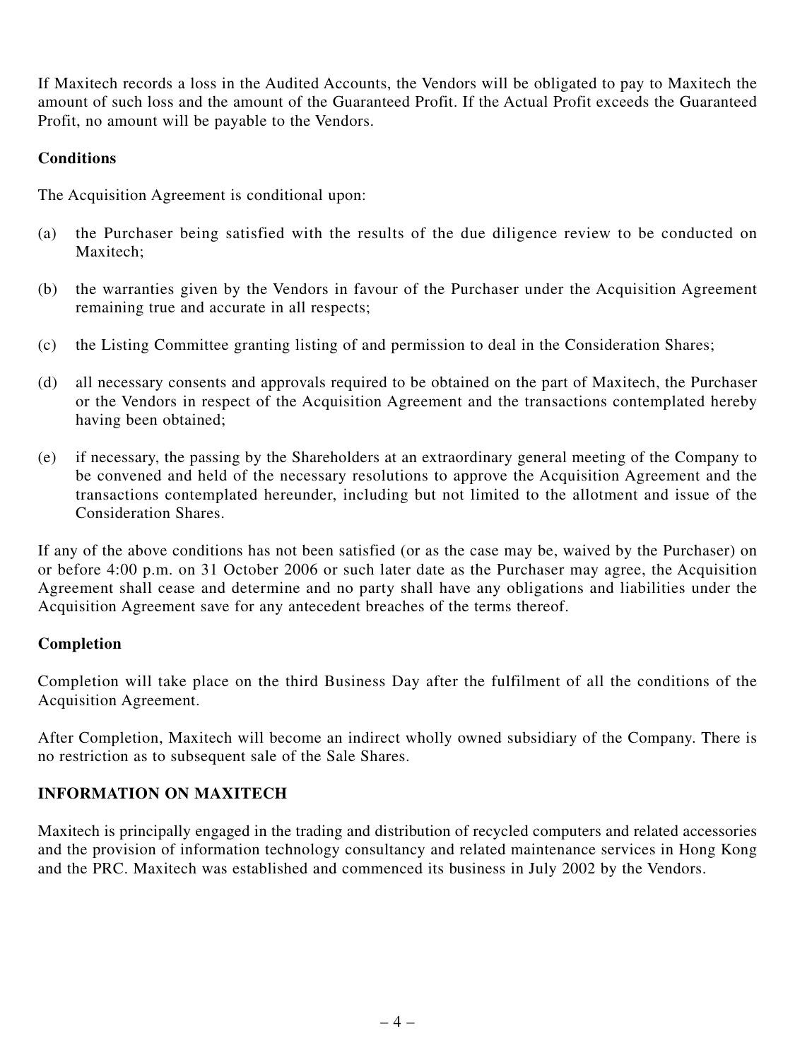If Maxitech records a loss in the Audited Accounts, the Vendors will be obligated to pay to Maxitech the amount of such loss and the amount of the Guaranteed Profit. If the Actual Profit exceeds the Guaranteed Profit, no amount will be payable to the Vendors.

**Conditions**

The Acquisition Agreement is conditional upon:

(a) the Purchaser being satisfied with the results of the due diligence review to be conducted on Maxitech;

(b) the warranties given by the Vendors in favour of the Purchaser under the Acquisition Agreement remaining true and accurate in all respects;

(c) the Listing Committee granting listing of and permission to deal in the Consideration Shares;

(d) all necessary consents and approvals required to be obtained on the part of Maxitech, the Purchaser or the Vendors in respect of the Acquisition Agreement and the transactions contemplated hereby having been obtained;

(e) if necessary, the passing by the Shareholders at an extraordinary general meeting of the Company to be convened and held of the necessary resolutions to approve the Acquisition Agreement and the transactions contemplated hereunder, including but not limited to the allotment and issue of the Consideration Shares.

If any of the above conditions has not been satisfied (or as the case may be, waived by the Purchaser) on or before 4:00 p.m. on 31 October 2006 or such later date as the Purchaser may agree, the Acquisition Agreement shall cease and determine and no party shall have any obligations and liabilities under the Acquisition Agreement save for any antecedent breaches of the terms thereof.

**Completion**

Completion will take place on the third Business Day after the fulfilment of all the conditions of the Acquisition Agreement.

After Completion, Maxitech will become an indirect wholly owned subsidiary of the Company. There is no restriction as to subsequent sale of the Sale Shares.

**INFORMATION ON MAXITECH**

Maxitech is principally engaged in the trading and distribution of recycled computers and related accessories and the provision of information technology consultancy and related maintenance services in Hong Kong and the PRC. Maxitech was established and commenced its business in July 2002 by the Vendors.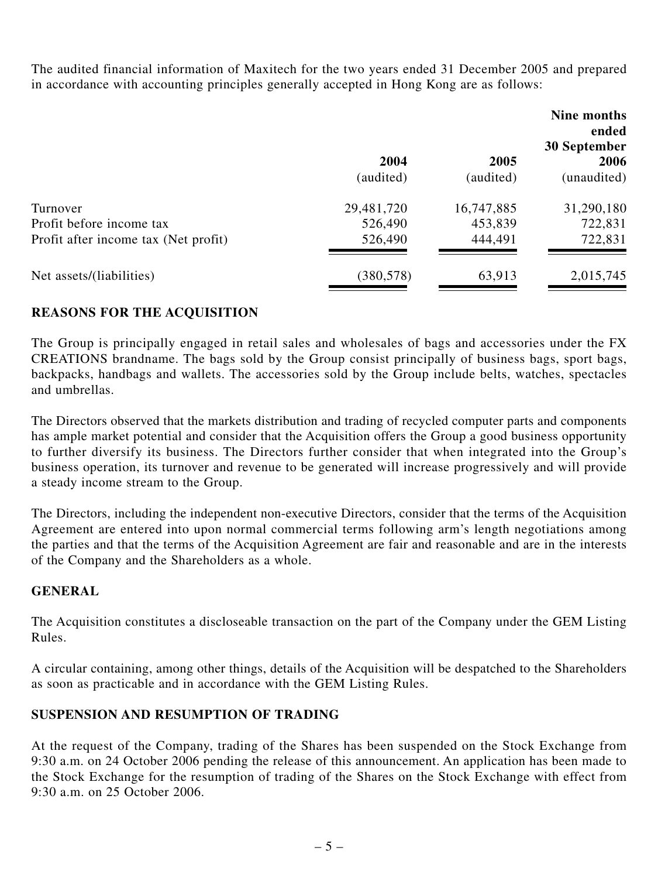The audited financial information of Maxitech for the two years ended 31 December 2005 and prepared in accordance with accounting principles generally accepted in Hong Kong are as follows:

| | 2004 (audited) | 2005 (audited) | Nine months ended 30 September 2006 (unaudited) |
|---|---|---|---|
| Turnover | 29,481,720 | 16,747,885 | 31,290,180 |
| Profit before income tax | 526,490 | 453,839 | 722,831 |
| Profit after income tax (Net profit) | 526,490 | 444,491 | 722,831 |
| Net assets/(liabilities) | (380,578) | 63,913 | 2,015,745 |

## REASONS FOR THE ACQUISITION

The Group is principally engaged in retail sales and wholesales of bags and accessories under the FX CREATIONS brandname. The bags sold by the Group consist principally of business bags, sport bags, backpacks, handbags and wallets. The accessories sold by the Group include belts, watches, spectacles and umbrellas.

The Directors observed that the markets distribution and trading of recycled computer parts and components has ample market potential and consider that the Acquisition offers the Group a good business opportunity to further diversify its business. The Directors further consider that when integrated into the Group's business operation, its turnover and revenue to be generated will increase progressively and will provide a steady income stream to the Group.

The Directors, including the independent non-executive Directors, consider that the terms of the Acquisition Agreement are entered into upon normal commercial terms following arm's length negotiations among the parties and that the terms of the Acquisition Agreement are fair and reasonable and are in the interests of the Company and the Shareholders as a whole.

## GENERAL

The Acquisition constitutes a discloseable transaction on the part of the Company under the GEM Listing Rules.

A circular containing, among other things, details of the Acquisition will be despatched to the Shareholders as soon as practicable and in accordance with the GEM Listing Rules.

## SUSPENSION AND RESUMPTION OF TRADING

At the request of the Company, trading of the Shares has been suspended on the Stock Exchange from 9:30 a.m. on 24 October 2006 pending the release of this announcement. An application has been made to the Stock Exchange for the resumption of trading of the Shares on the Stock Exchange with effect from 9:30 a.m. on 25 October 2006.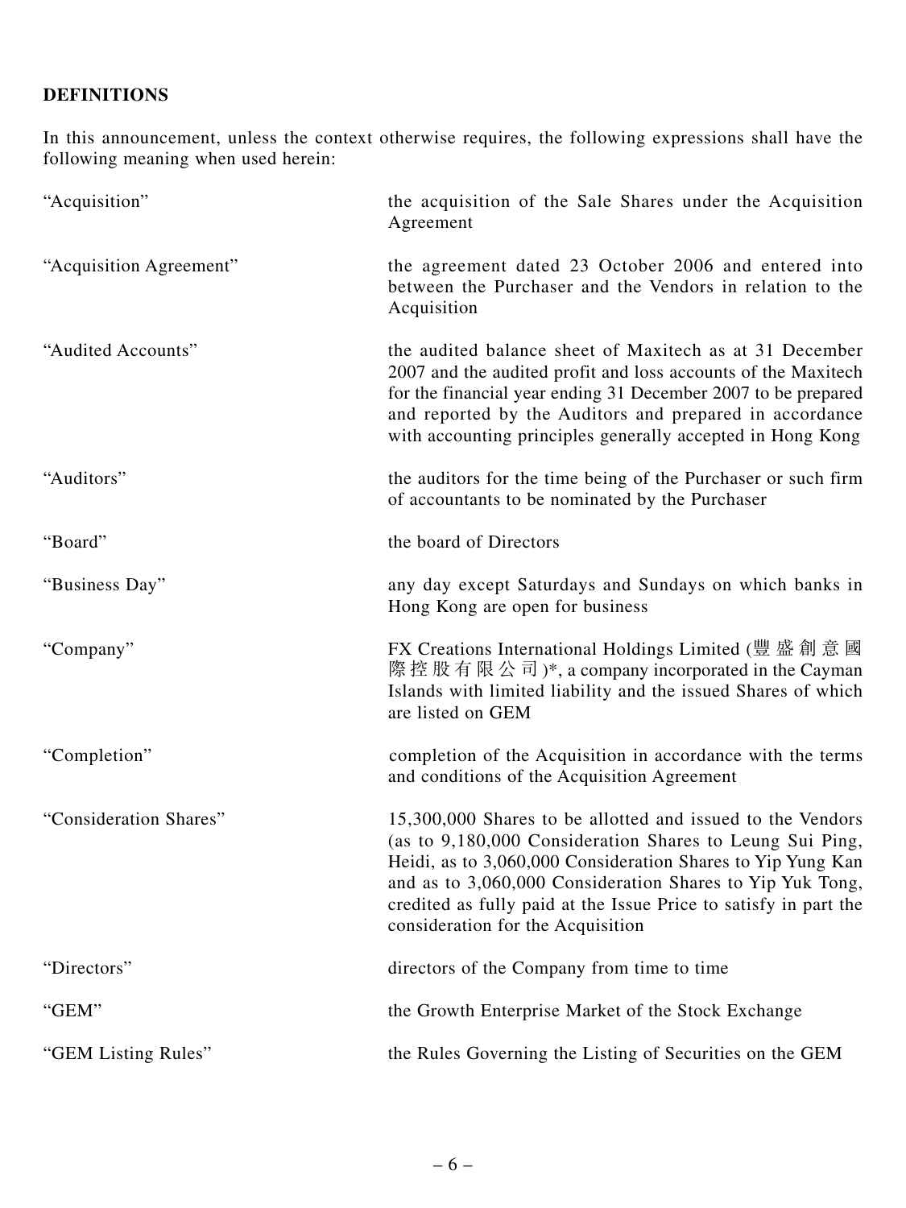## DEFINITIONS

In this announcement, unless the context otherwise requires, the following expressions shall have the following meaning when used herein:

| | |
|---|---|
| "Acquisition" | the acquisition of the Sale Shares under the Acquisition Agreement |
| "Acquisition Agreement" | the agreement dated 23 October 2006 and entered into between the Purchaser and the Vendors in relation to the Acquisition |
| "Audited Accounts" | the audited balance sheet of Maxitech as at 31 December 2007 and the audited profit and loss accounts of the Maxitech for the financial year ending 31 December 2007 to be prepared and reported by the Auditors and prepared in accordance with accounting principles generally accepted in Hong Kong |
| "Auditors" | the auditors for the time being of the Purchaser or such firm of accountants to be nominated by the Purchaser |
| "Board" | the board of Directors |
| "Business Day" | any day except Saturdays and Sundays on which banks in Hong Kong are open for business |
| "Company" | FX Creations International Holdings Limited (豐盛創意國際控股有限公司)*, a company incorporated in the Cayman Islands with limited liability and the issued Shares of which are listed on GEM |
| "Completion" | completion of the Acquisition in accordance with the terms and conditions of the Acquisition Agreement |
| "Consideration Shares" | 15,300,000 Shares to be allotted and issued to the Vendors (as to 9,180,000 Consideration Shares to Leung Sui Ping, Heidi, as to 3,060,000 Consideration Shares to Yip Yung Kan and as to 3,060,000 Consideration Shares to Yip Yuk Tong, credited as fully paid at the Issue Price to satisfy in part the consideration for the Acquisition |
| "Directors" | directors of the Company from time to time |
| "GEM" | the Growth Enterprise Market of the Stock Exchange |
| "GEM Listing Rules" | the Rules Governing the Listing of Securities on the GEM |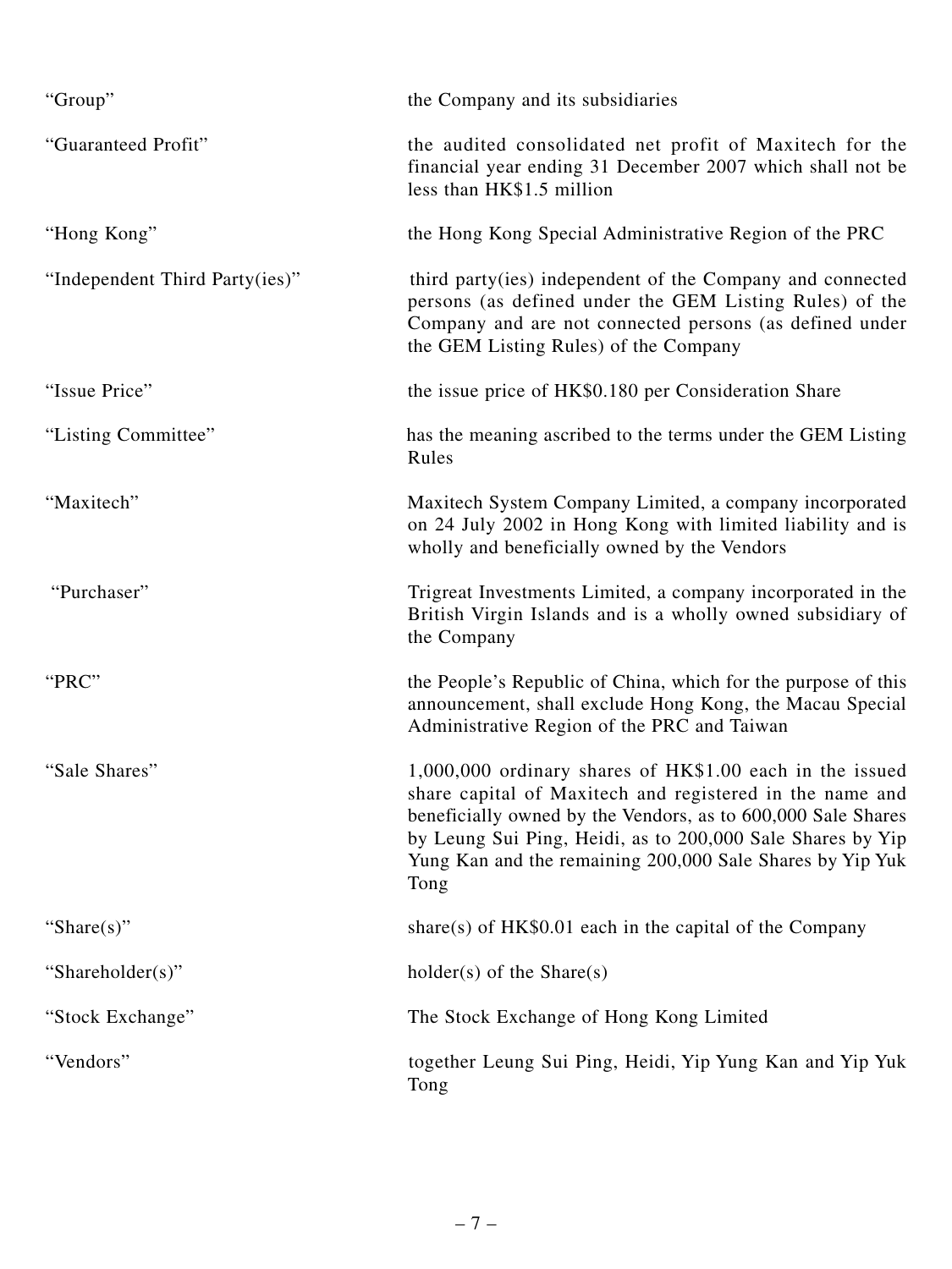| | |
|---|---|
| "Group" | the Company and its subsidiaries |
| "Guaranteed Profit" | the audited consolidated net profit of Maxitech for the financial year ending 31 December 2007 which shall not be less than HK$1.5 million |
| "Hong Kong" | the Hong Kong Special Administrative Region of the PRC |
| "Independent Third Party(ies)" | third party(ies) independent of the Company and connected persons (as defined under the GEM Listing Rules) of the Company and are not connected persons (as defined under the GEM Listing Rules) of the Company |
| "Issue Price" | the issue price of HK$0.180 per Consideration Share |
| "Listing Committee" | has the meaning ascribed to the terms under the GEM Listing Rules |
| "Maxitech" | Maxitech System Company Limited, a company incorporated on 24 July 2002 in Hong Kong with limited liability and is wholly and beneficially owned by the Vendors |
| "Purchaser" | Trigreat Investments Limited, a company incorporated in the British Virgin Islands and is a wholly owned subsidiary of the Company |
| "PRC" | the People's Republic of China, which for the purpose of this announcement, shall exclude Hong Kong, the Macau Special Administrative Region of the PRC and Taiwan |
| "Sale Shares" | 1,000,000 ordinary shares of HK$1.00 each in the issued share capital of Maxitech and registered in the name and beneficially owned by the Vendors, as to 600,000 Sale Shares by Leung Sui Ping, Heidi, as to 200,000 Sale Shares by Yip Yung Kan and the remaining 200,000 Sale Shares by Yip Yuk Tong |
| "Share(s)" | share(s) of HK$0.01 each in the capital of the Company |
| "Shareholder(s)" | holder(s) of the Share(s) |
| "Stock Exchange" | The Stock Exchange of Hong Kong Limited |
| "Vendors" | together Leung Sui Ping, Heidi, Yip Yung Kan and Yip Yuk Tong |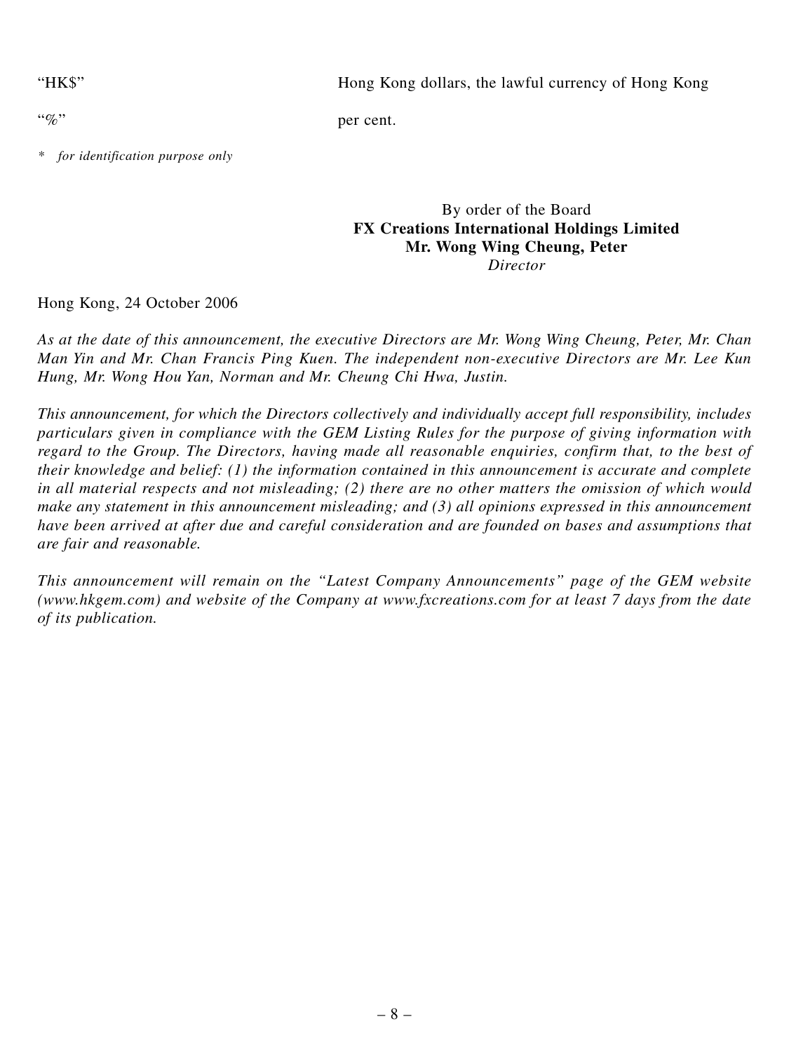| | |
|---|---|
| "HK$" | Hong Kong dollars, the lawful currency of Hong Kong |
| "%" | per cent. |

\* *for identification purpose only*

By order of the Board
**FX Creations International Holdings Limited**
**Mr. Wong Wing Cheung, Peter**
*Director*

Hong Kong, 24 October 2006

*As at the date of this announcement, the executive Directors are Mr. Wong Wing Cheung, Peter, Mr. Chan Man Yin and Mr. Chan Francis Ping Kuen. The independent non-executive Directors are Mr. Lee Kun Hung, Mr. Wong Hou Yan, Norman and Mr. Cheung Chi Hwa, Justin.*

*This announcement, for which the Directors collectively and individually accept full responsibility, includes particulars given in compliance with the GEM Listing Rules for the purpose of giving information with regard to the Group. The Directors, having made all reasonable enquiries, confirm that, to the best of their knowledge and belief: (1) the information contained in this announcement is accurate and complete in all material respects and not misleading; (2) there are no other matters the omission of which would make any statement in this announcement misleading; and (3) all opinions expressed in this announcement have been arrived at after due and careful consideration and are founded on bases and assumptions that are fair and reasonable.*

*This announcement will remain on the "Latest Company Announcements" page of the GEM website (www.hkgem.com) and website of the Company at www.fxcreations.com for at least 7 days from the date of its publication.*